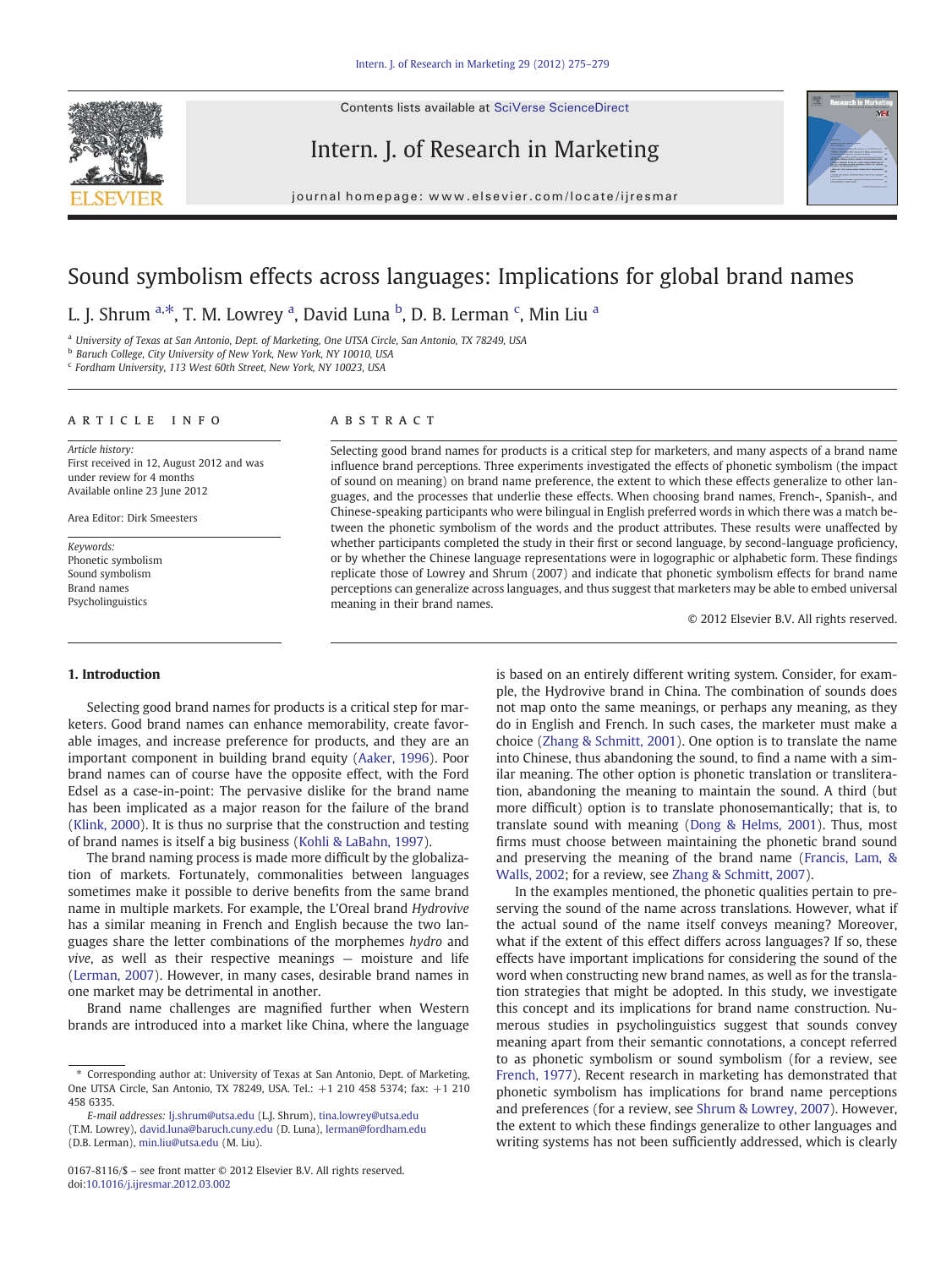# Sound symbolism effects across languages: Implications for global brand names

L. J. Shrum [a,*], T. M. Lowrey [a], David Luna [b], D. B. Lerman [c], Min Liu [a]

[a] University of Texas at San Antonio, Dept. of Marketing, One UTSA Circle, San Antonio, TX 78249, USA
[b] Baruch College, City University of New York, New York, NY 10010, USA
[c] Fordham University, 113 West 60th Street, New York, NY 10023, USA

## ARTICLE INFO

*Article history:*
First received in 12, August 2012 and was under review for 4 months
Available online 23 June 2012

Area Editor: Dirk Smeesters

*Keywords:*
Phonetic symbolism
Sound symbolism
Brand names
Psycholinguistics

## ABSTRACT

Selecting good brand names for products is a critical step for marketers, and many aspects of a brand name influence brand perceptions. Three experiments investigated the effects of phonetic symbolism (the impact of sound on meaning) on brand name preference, the extent to which these effects generalize to other languages, and the processes that underlie these effects. When choosing brand names, French-, Spanish-, and Chinese-speaking participants who were bilingual in English preferred words in which there was a match between the phonetic symbolism of the words and the product attributes. These results were unaffected by whether participants completed the study in their first or second language, by second-language proficiency, or by whether the Chinese language representations were in logographic or alphabetic form. These findings replicate those of Lowrey and Shrum (2007) and indicate that phonetic symbolism effects for brand name perceptions can generalize across languages, and thus suggest that marketers may be able to embed universal meaning in their brand names.

© 2012 Elsevier B.V. All rights reserved.

## 1. Introduction

Selecting good brand names for products is a critical step for marketers. Good brand names can enhance memorability, create favorable images, and increase preference for products, and they are an important component in building brand equity (Aaker, 1996). Poor brand names can of course have the opposite effect, with the Ford Edsel as a case-in-point: The pervasive dislike for the brand name has been implicated as a major reason for the failure of the brand (Klink, 2000). It is thus no surprise that the construction and testing of brand names is itself a big business (Kohli & LaBahn, 1997).

The brand naming process is made more difficult by the globalization of markets. Fortunately, commonalities between languages sometimes make it possible to derive benefits from the same brand name in multiple markets. For example, the L'Oreal brand *Hydrovive* has a similar meaning in French and English because the two languages share the letter combinations of the morphemes *hydro* and *vive*, as well as their respective meanings — moisture and life (Lerman, 2007). However, in many cases, desirable brand names in one market may be detrimental in another.

Brand name challenges are magnified further when Western brands are introduced into a market like China, where the language is based on an entirely different writing system. Consider, for example, the Hydrovive brand in China. The combination of sounds does not map onto the same meanings, or perhaps any meaning, as they do in English and French. In such cases, the marketer must make a choice (Zhang & Schmitt, 2001). One option is to translate the name into Chinese, thus abandoning the sound, to find a name with a similar meaning. The other option is phonetic translation or transliteration, abandoning the meaning to maintain the sound. A third (but more difficult) option is to translate phonosemantically; that is, to translate sound with meaning (Dong & Helms, 2001). Thus, most firms must choose between maintaining the phonetic brand sound and preserving the meaning of the brand name (Francis, Lam, & Walls, 2002; for a review, see Zhang & Schmitt, 2007).

In the examples mentioned, the phonetic qualities pertain to preserving the sound of the name across translations. However, what if the actual sound of the name itself conveys meaning? Moreover, what if the extent of this effect differs across languages? If so, these effects have important implications for considering the sound of the word when constructing new brand names, as well as for the translation strategies that might be adopted. In this study, we investigate this concept and its implications for brand name construction. Numerous studies in psycholinguistics suggest that sounds convey meaning apart from their semantic connotations, a concept referred to as phonetic symbolism or sound symbolism (for a review, see French, 1977). Recent research in marketing has demonstrated that phonetic symbolism has implications for brand name perceptions and preferences (for a review, see Shrum & Lowrey, 2007). However, the extent to which these findings generalize to other languages and writing systems has not been sufficiently addressed, which is clearly

---

\* Corresponding author at: University of Texas at San Antonio, Dept. of Marketing, One UTSA Circle, San Antonio, TX 78249, USA. Tel.: +1 210 458 5374; fax: +1 210 458 6335.

*E-mail addresses:* lj.shrum@utsa.edu (L.J. Shrum), tina.lowrey@utsa.edu (T.M. Lowrey), david.luna@baruch.cuny.edu (D. Luna), lerman@fordham.edu (D.B. Lerman), min.liu@utsa.edu (M. Liu).

0167-8116/$ – see front matter © 2012 Elsevier B.V. All rights reserved.
doi:10.1016/j.ijresmar.2012.03.002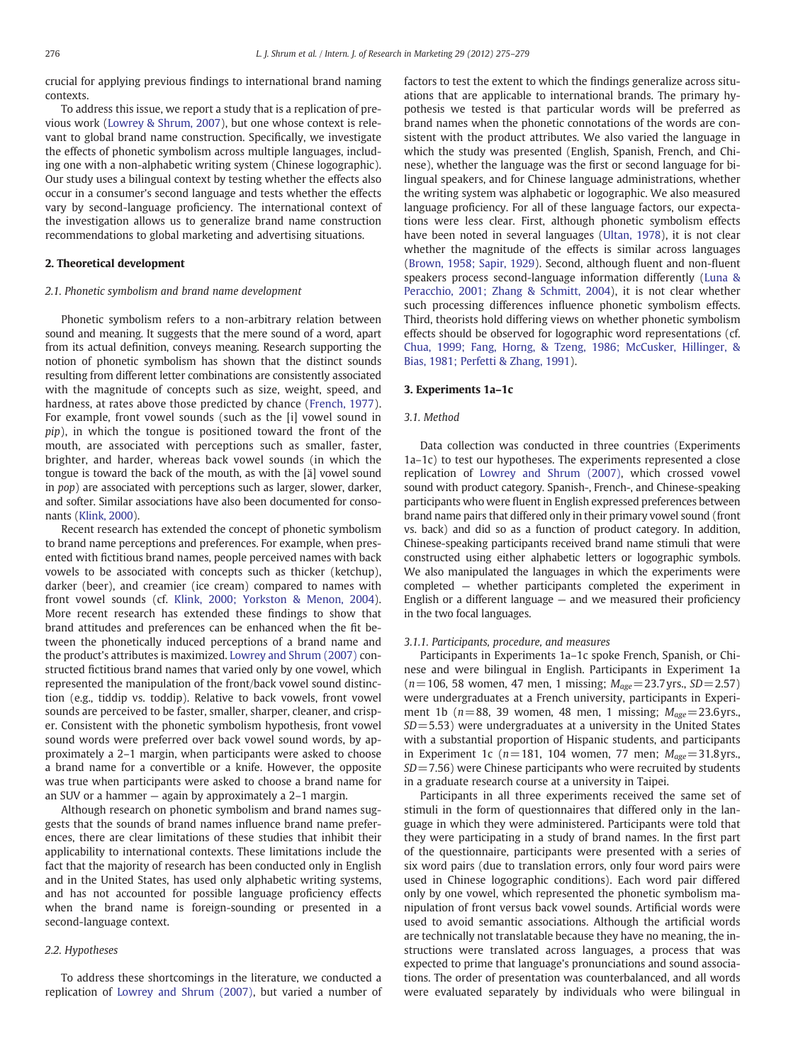crucial for applying previous findings to international brand naming contexts.

To address this issue, we report a study that is a replication of previous work (Lowrey & Shrum, 2007), but one whose context is relevant to global brand name construction. Specifically, we investigate the effects of phonetic symbolism across multiple languages, including one with a non-alphabetic writing system (Chinese logographic). Our study uses a bilingual context by testing whether the effects also occur in a consumer's second language and tests whether the effects vary by second-language proficiency. The international context of the investigation allows us to generalize brand name construction recommendations to global marketing and advertising situations.

## 2. Theoretical development

### 2.1. Phonetic symbolism and brand name development

Phonetic symbolism refers to a non-arbitrary relation between sound and meaning. It suggests that the mere sound of a word, apart from its actual definition, conveys meaning. Research supporting the notion of phonetic symbolism has shown that the distinct sounds resulting from different letter combinations are consistently associated with the magnitude of concepts such as size, weight, speed, and hardness, at rates above those predicted by chance (French, 1977). For example, front vowel sounds (such as the [i] vowel sound in *pip*), in which the tongue is positioned toward the front of the mouth, are associated with perceptions such as smaller, faster, brighter, and harder, whereas back vowel sounds (in which the tongue is toward the back of the mouth, as with the [ä] vowel sound in *pop*) are associated with perceptions such as larger, slower, darker, and softer. Similar associations have also been documented for consonants (Klink, 2000).

Recent research has extended the concept of phonetic symbolism to brand name perceptions and preferences. For example, when presented with fictitious brand names, people perceived names with back vowels to be associated with concepts such as thicker (ketchup), darker (beer), and creamier (ice cream) compared to names with front vowel sounds (cf. Klink, 2000; Yorkston & Menon, 2004). More recent research has extended these findings to show that brand attitudes and preferences can be enhanced when the fit between the phonetically induced perceptions of a brand name and the product's attributes is maximized. Lowrey and Shrum (2007) constructed fictitious brand names that varied only by one vowel, which represented the manipulation of the front/back vowel sound distinction (e.g., tiddip vs. toddip). Relative to back vowels, front vowel sounds are perceived to be faster, smaller, sharper, cleaner, and crisper. Consistent with the phonetic symbolism hypothesis, front vowel sound words were preferred over back vowel sound words, by approximately a 2–1 margin, when participants were asked to choose a brand name for a convertible or a knife. However, the opposite was true when participants were asked to choose a brand name for an SUV or a hammer — again by approximately a 2–1 margin.

Although research on phonetic symbolism and brand names suggests that the sounds of brand names influence brand name preferences, there are clear limitations of these studies that inhibit their applicability to international contexts. These limitations include the fact that the majority of research has been conducted only in English and in the United States, has used only alphabetic writing systems, and has not accounted for possible language proficiency effects when the brand name is foreign-sounding or presented in a second-language context.

### 2.2. Hypotheses

To address these shortcomings in the literature, we conducted a replication of Lowrey and Shrum (2007), but varied a number of factors to test the extent to which the findings generalize across situations that are applicable to international brands. The primary hypothesis we tested is that particular words will be preferred as brand names when the phonetic connotations of the words are consistent with the product attributes. We also varied the language in which the study was presented (English, Spanish, French, and Chinese), whether the language was the first or second language for bilingual speakers, and for Chinese language administrations, whether the writing system was alphabetic or logographic. We also measured language proficiency. For all of these language factors, our expectations were less clear. First, although phonetic symbolism effects have been noted in several languages (Ultan, 1978), it is not clear whether the magnitude of the effects is similar across languages (Brown, 1958; Sapir, 1929). Second, although fluent and non-fluent speakers process second-language information differently (Luna & Peracchio, 2001; Zhang & Schmitt, 2004), it is not clear whether such processing differences influence phonetic symbolism effects. Third, theorists hold differing views on whether phonetic symbolism effects should be observed for logographic word representations (cf. Chua, 1999; Fang, Horng, & Tzeng, 1986; McCusker, Hillinger, & Bias, 1981; Perfetti & Zhang, 1991).

## 3. Experiments 1a–1c

### 3.1. Method

Data collection was conducted in three countries (Experiments 1a–1c) to test our hypotheses. The experiments represented a close replication of Lowrey and Shrum (2007), which crossed vowel sound with product category. Spanish-, French-, and Chinese-speaking participants who were fluent in English expressed preferences between brand name pairs that differed only in their primary vowel sound (front vs. back) and did so as a function of product category. In addition, Chinese-speaking participants received brand name stimuli that were constructed using either alphabetic letters or logographic symbols. We also manipulated the languages in which the experiments were completed — whether participants completed the experiment in English or a different language — and we measured their proficiency in the two focal languages.

#### 3.1.1. Participants, procedure, and measures

Participants in Experiments 1a–1c spoke French, Spanish, or Chinese and were bilingual in English. Participants in Experiment 1a ($n = 106$, 58 women, 47 men, 1 missing; $M_{age} = 23.7$ yrs., $SD = 2.57$) were undergraduates at a French university, participants in Experiment 1b ($n = 88$, 39 women, 48 men, 1 missing; $M_{age} = 23.6$ yrs., $SD = 5.53$) were undergraduates at a university in the United States with a substantial proportion of Hispanic students, and participants in Experiment 1c ($n = 181$, 104 women, 77 men; $M_{age} = 31.8$ yrs., $SD = 7.56$) were Chinese participants who were recruited by students in a graduate research course at a university in Taipei.

Participants in all three experiments received the same set of stimuli in the form of questionnaires that differed only in the language in which they were administered. Participants were told that they were participating in a study of brand names. In the first part of the questionnaire, participants were presented with a series of six word pairs (due to translation errors, only four word pairs were used in Chinese logographic conditions). Each word pair differed only by one vowel, which represented the phonetic symbolism manipulation of front versus back vowel sounds. Artificial words were used to avoid semantic associations. Although the artificial words are technically not translatable because they have no meaning, the instructions were translated across languages, a process that was expected to prime that language's pronunciations and sound associations. The order of presentation was counterbalanced, and all words were evaluated separately by individuals who were bilingual in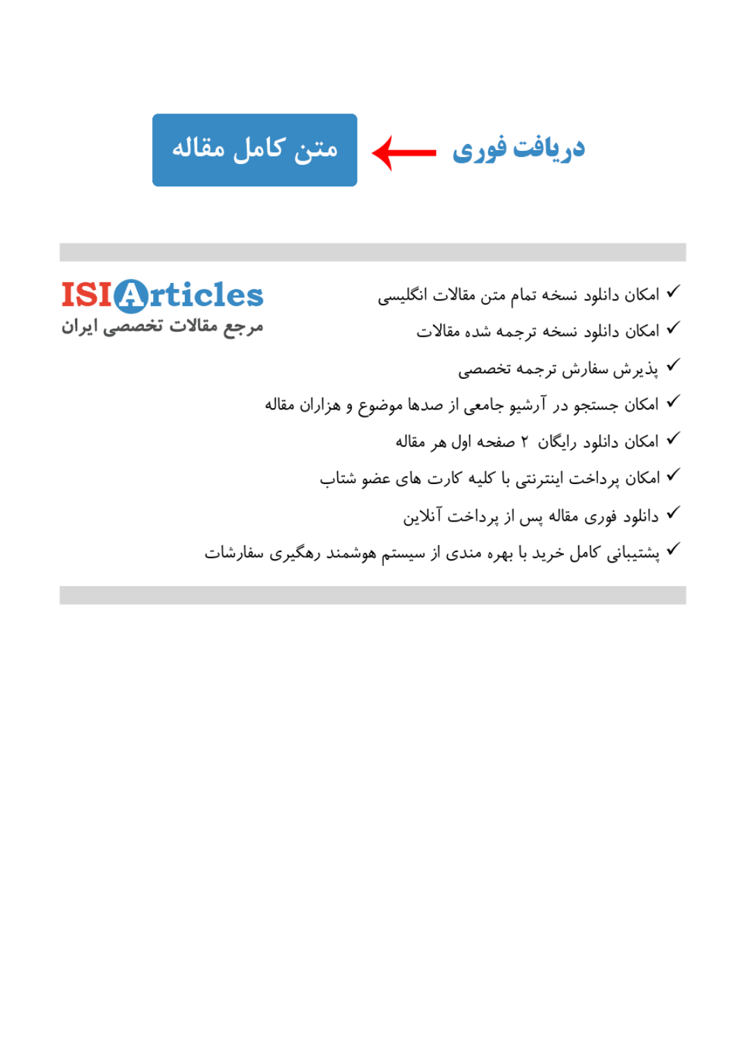دریافت فوری ← **متن کامل مقاله**

**ISIArticles**
مرجع مقالات تخصصی ایران

- ✓ امکان دانلود نسخه تمام متن مقالات انگلیسی
- ✓ امکان دانلود نسخه ترجمه شده مقالات
- ✓ پذیرش سفارش ترجمه تخصصی
- ✓ امکان جستجو در آرشیو جامعی از صدها موضوع و هزاران مقاله
- ✓ امکان دانلود رایگان ۲ صفحه اول هر مقاله
- ✓ امکان پرداخت اینترنتی با کلیه کارت های عضو شتاب
- ✓ دانلود فوری مقاله پس از پرداخت آنلاین
- ✓ پشتیبانی کامل خرید با بهره مندی از سیستم هوشمند رهگیری سفارشات